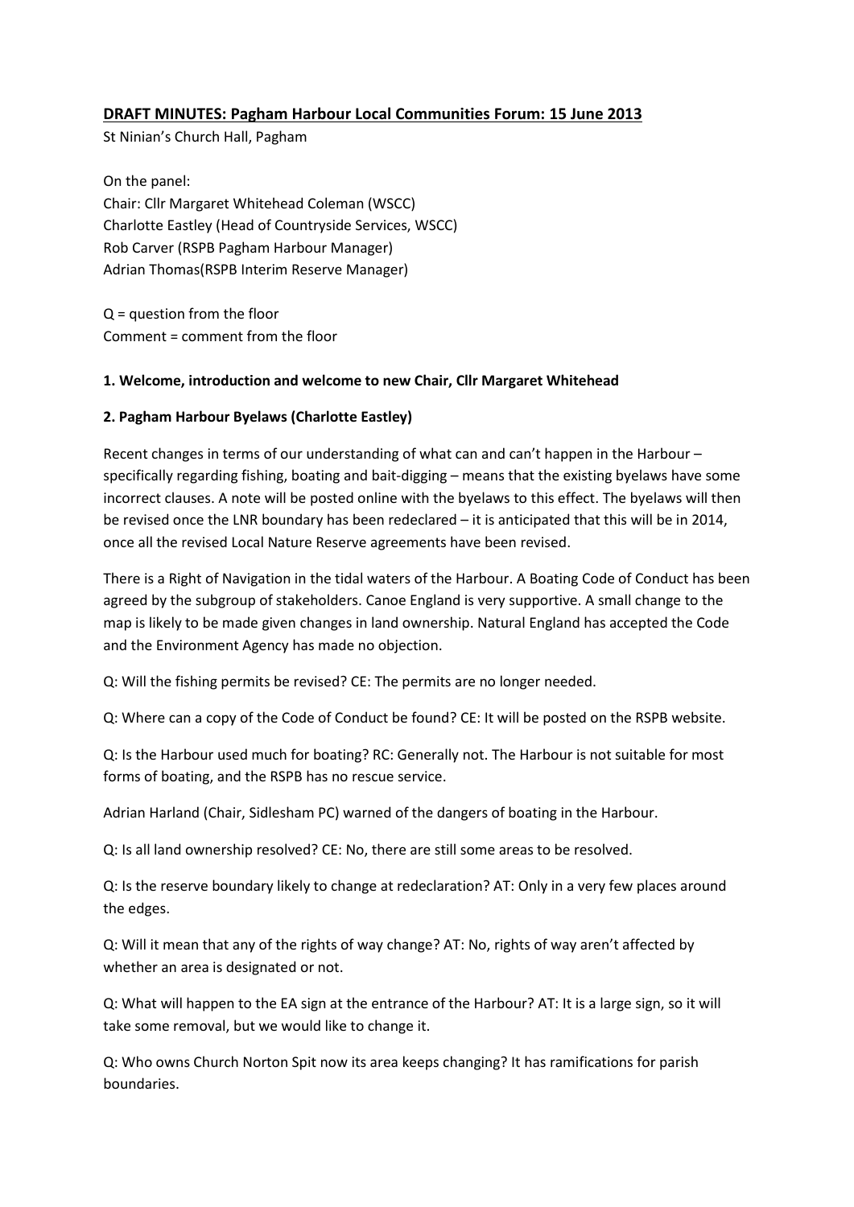## DRAFT MINUTES: Pagham Harbour Local Communities Forum: 15 June 2013

St Ninian's Church Hall, Pagham

On the panel:
Chair: Cllr Margaret Whitehead Coleman (WSCC)
Charlotte Eastley (Head of Countryside Services, WSCC)
Rob Carver (RSPB Pagham Harbour Manager)
Adrian Thomas(RSPB Interim Reserve Manager)

Q = question from the floor
Comment = comment from the floor

### 1. Welcome, introduction and welcome to new Chair, Cllr Margaret Whitehead

### 2. Pagham Harbour Byelaws (Charlotte Eastley)

Recent changes in terms of our understanding of what can and can't happen in the Harbour – specifically regarding fishing, boating and bait-digging – means that the existing byelaws have some incorrect clauses. A note will be posted online with the byelaws to this effect. The byelaws will then be revised once the LNR boundary has been redeclared – it is anticipated that this will be in 2014, once all the revised Local Nature Reserve agreements have been revised.

There is a Right of Navigation in the tidal waters of the Harbour. A Boating Code of Conduct has been agreed by the subgroup of stakeholders. Canoe England is very supportive. A small change to the map is likely to be made given changes in land ownership. Natural England has accepted the Code and the Environment Agency has made no objection.

Q: Will the fishing permits be revised? CE: The permits are no longer needed.

Q: Where can a copy of the Code of Conduct be found? CE: It will be posted on the RSPB website.

Q: Is the Harbour used much for boating? RC: Generally not. The Harbour is not suitable for most forms of boating, and the RSPB has no rescue service.

Adrian Harland (Chair, Sidlesham PC) warned of the dangers of boating in the Harbour.

Q: Is all land ownership resolved? CE: No, there are still some areas to be resolved.

Q: Is the reserve boundary likely to change at redeclaration? AT: Only in a very few places around the edges.

Q: Will it mean that any of the rights of way change? AT: No, rights of way aren't affected by whether an area is designated or not.

Q: What will happen to the EA sign at the entrance of the Harbour? AT: It is a large sign, so it will take some removal, but we would like to change it.

Q: Who owns Church Norton Spit now its area keeps changing? It has ramifications for parish boundaries.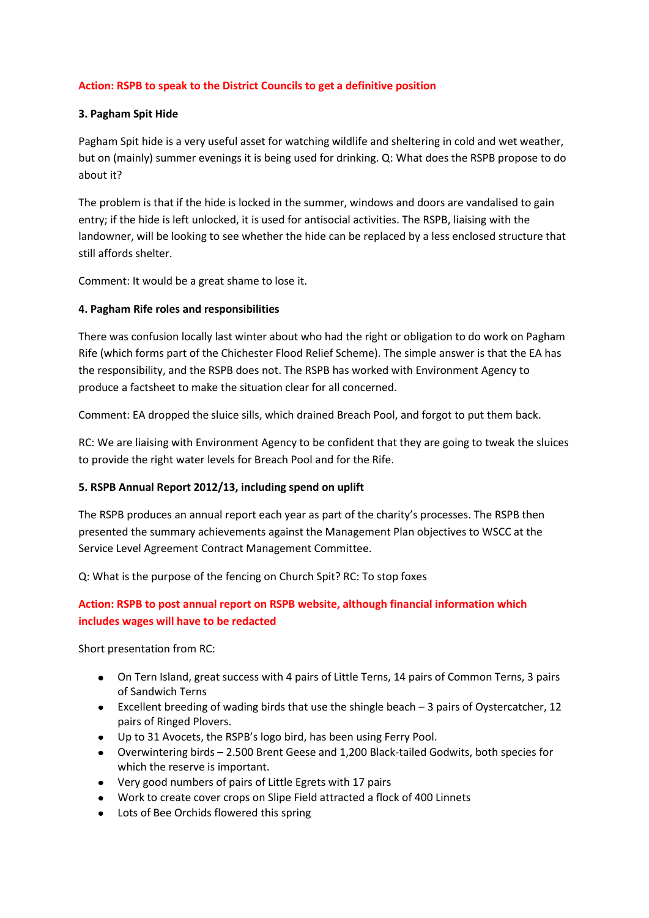**Action: RSPB to speak to the District Councils to get a definitive position**

### 3. Pagham Spit Hide

Pagham Spit hide is a very useful asset for watching wildlife and sheltering in cold and wet weather, but on (mainly) summer evenings it is being used for drinking. Q: What does the RSPB propose to do about it?

The problem is that if the hide is locked in the summer, windows and doors are vandalised to gain entry; if the hide is left unlocked, it is used for antisocial activities. The RSPB, liaising with the landowner, will be looking to see whether the hide can be replaced by a less enclosed structure that still affords shelter.

Comment: It would be a great shame to lose it.

### 4. Pagham Rife roles and responsibilities

There was confusion locally last winter about who had the right or obligation to do work on Pagham Rife (which forms part of the Chichester Flood Relief Scheme). The simple answer is that the EA has the responsibility, and the RSPB does not. The RSPB has worked with Environment Agency to produce a factsheet to make the situation clear for all concerned.

Comment: EA dropped the sluice sills, which drained Breach Pool, and forgot to put them back.

RC: We are liaising with Environment Agency to be confident that they are going to tweak the sluices to provide the right water levels for Breach Pool and for the Rife.

### 5. RSPB Annual Report 2012/13, including spend on uplift

The RSPB produces an annual report each year as part of the charity's processes. The RSPB then presented the summary achievements against the Management Plan objectives to WSCC at the Service Level Agreement Contract Management Committee.

Q: What is the purpose of the fencing on Church Spit? RC: To stop foxes

**Action: RSPB to post annual report on RSPB website, although financial information which includes wages will have to be redacted**

Short presentation from RC:

- On Tern Island, great success with 4 pairs of Little Terns, 14 pairs of Common Terns, 3 pairs of Sandwich Terns
- Excellent breeding of wading birds that use the shingle beach – 3 pairs of Oystercatcher, 12 pairs of Ringed Plovers.
- Up to 31 Avocets, the RSPB's logo bird, has been using Ferry Pool.
- Overwintering birds – 2.500 Brent Geese and 1,200 Black-tailed Godwits, both species for which the reserve is important.
- Very good numbers of pairs of Little Egrets with 17 pairs
- Work to create cover crops on Slipe Field attracted a flock of 400 Linnets
- Lots of Bee Orchids flowered this spring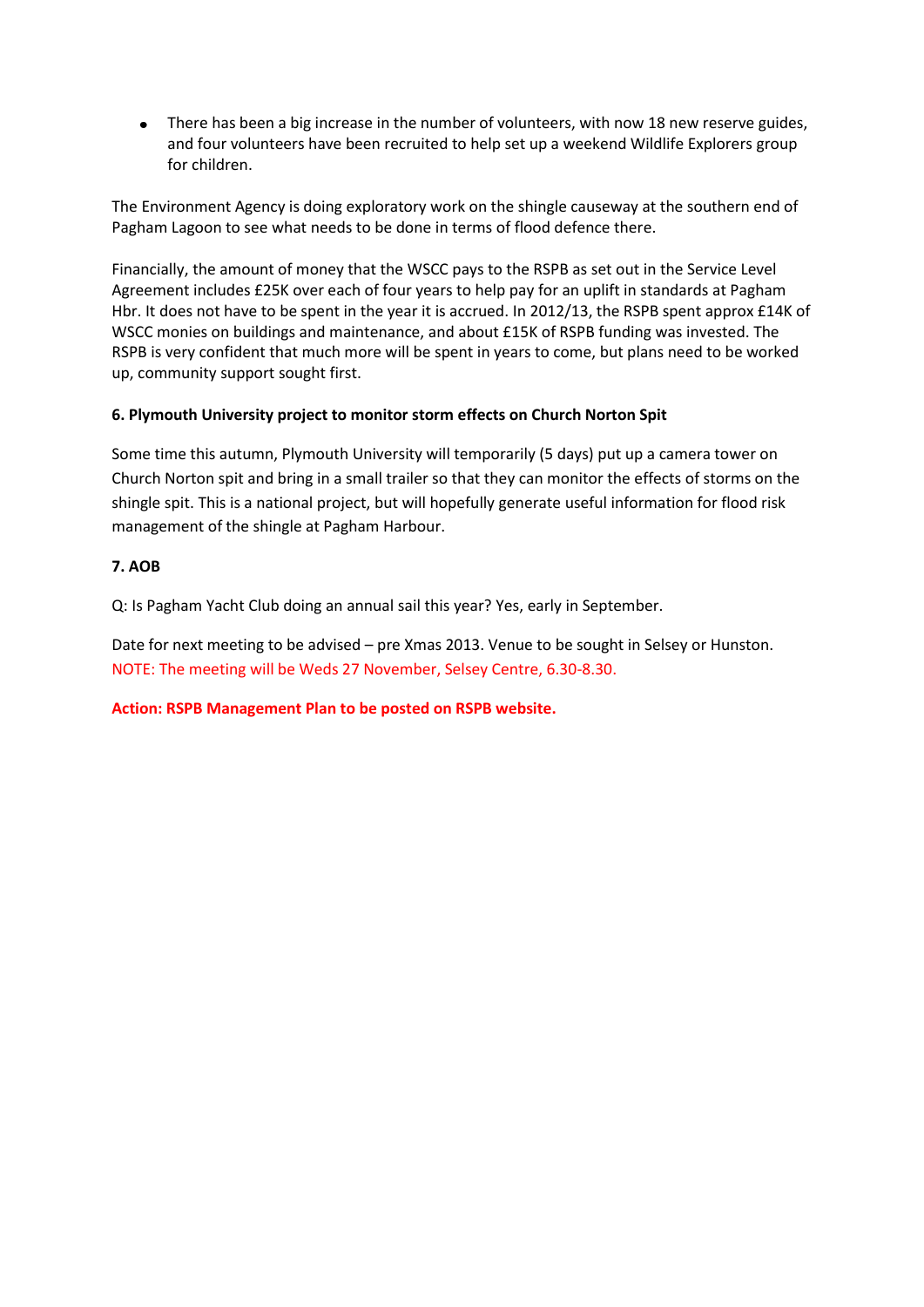- There has been a big increase in the number of volunteers, with now 18 new reserve guides, and four volunteers have been recruited to help set up a weekend Wildlife Explorers group for children.

The Environment Agency is doing exploratory work on the shingle causeway at the southern end of Pagham Lagoon to see what needs to be done in terms of flood defence there.

Financially, the amount of money that the WSCC pays to the RSPB as set out in the Service Level Agreement includes £25K over each of four years to help pay for an uplift in standards at Pagham Hbr. It does not have to be spent in the year it is accrued. In 2012/13, the RSPB spent approx £14K of WSCC monies on buildings and maintenance, and about £15K of RSPB funding was invested. The RSPB is very confident that much more will be spent in years to come, but plans need to be worked up, community support sought first.

**6. Plymouth University project to monitor storm effects on Church Norton Spit**

Some time this autumn, Plymouth University will temporarily (5 days) put up a camera tower on Church Norton spit and bring in a small trailer so that they can monitor the effects of storms on the shingle spit. This is a national project, but will hopefully generate useful information for flood risk management of the shingle at Pagham Harbour.

**7. AOB**

Q: Is Pagham Yacht Club doing an annual sail this year? Yes, early in September.

Date for next meeting to be advised – pre Xmas 2013. Venue to be sought in Selsey or Hunston.
NOTE: The meeting will be Weds 27 November, Selsey Centre, 6.30-8.30.

**Action: RSPB Management Plan to be posted on RSPB website.**